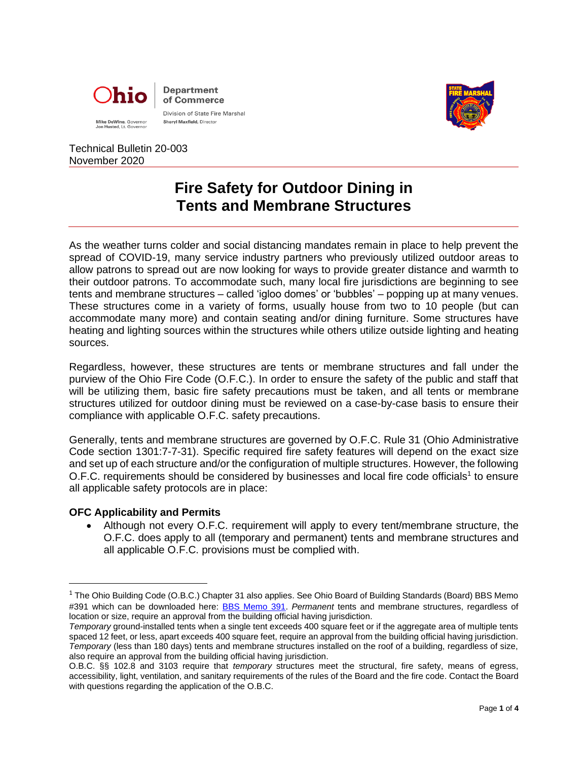Ohio Department of Commerce

Division of State Fire Marshal

Mike DeWine, Governor
Jon Husted, Lt. Governor

Sheryl Maxfield, Director

Technical Bulletin 20-003
November 2020

# Fire Safety for Outdoor Dining in Tents and Membrane Structures

As the weather turns colder and social distancing mandates remain in place to help prevent the spread of COVID-19, many service industry partners who previously utilized outdoor areas to allow patrons to spread out are now looking for ways to provide greater distance and warmth to their outdoor patrons. To accommodate such, many local fire jurisdictions are beginning to see tents and membrane structures – called 'igloo domes' or 'bubbles' – popping up at many venues. These structures come in a variety of forms, usually house from two to 10 people (but can accommodate many more) and contain seating and/or dining furniture. Some structures have heating and lighting sources within the structures while others utilize outside lighting and heating sources.

Regardless, however, these structures are tents or membrane structures and fall under the purview of the Ohio Fire Code (O.F.C.). In order to ensure the safety of the public and staff that will be utilizing them, basic fire safety precautions must be taken, and all tents or membrane structures utilized for outdoor dining must be reviewed on a case-by-case basis to ensure their compliance with applicable O.F.C. safety precautions.

Generally, tents and membrane structures are governed by O.F.C. Rule 31 (Ohio Administrative Code section 1301:7-7-31). Specific required fire safety features will depend on the exact size and set up of each structure and/or the configuration of multiple structures. However, the following O.F.C. requirements should be considered by businesses and local fire code officials[1] to ensure all applicable safety protocols are in place:

### OFC Applicability and Permits

- Although not every O.F.C. requirement will apply to every tent/membrane structure, the O.F.C. does apply to all (temporary and permanent) tents and membrane structures and all applicable O.F.C. provisions must be complied with.

---

[1] The Ohio Building Code (O.B.C.) Chapter 31 also applies. See Ohio Board of Building Standards (Board) BBS Memo #391 which can be downloaded here: BBS Memo 391. *Permanent* tents and membrane structures, regardless of location or size, require an approval from the building official having jurisdiction.
*Temporary* ground-installed tents when a single tent exceeds 400 square feet or if the aggregate area of multiple tents spaced 12 feet, or less, apart exceeds 400 square feet, require an approval from the building official having jurisdiction. *Temporary* (less than 180 days) tents and membrane structures installed on the roof of a building, regardless of size, also require an approval from the building official having jurisdiction.
O.B.C. §§ 102.8 and 3103 require that *temporary* structures meet the structural, fire safety, means of egress, accessibility, light, ventilation, and sanitary requirements of the rules of the Board and the fire code. Contact the Board with questions regarding the application of the O.B.C.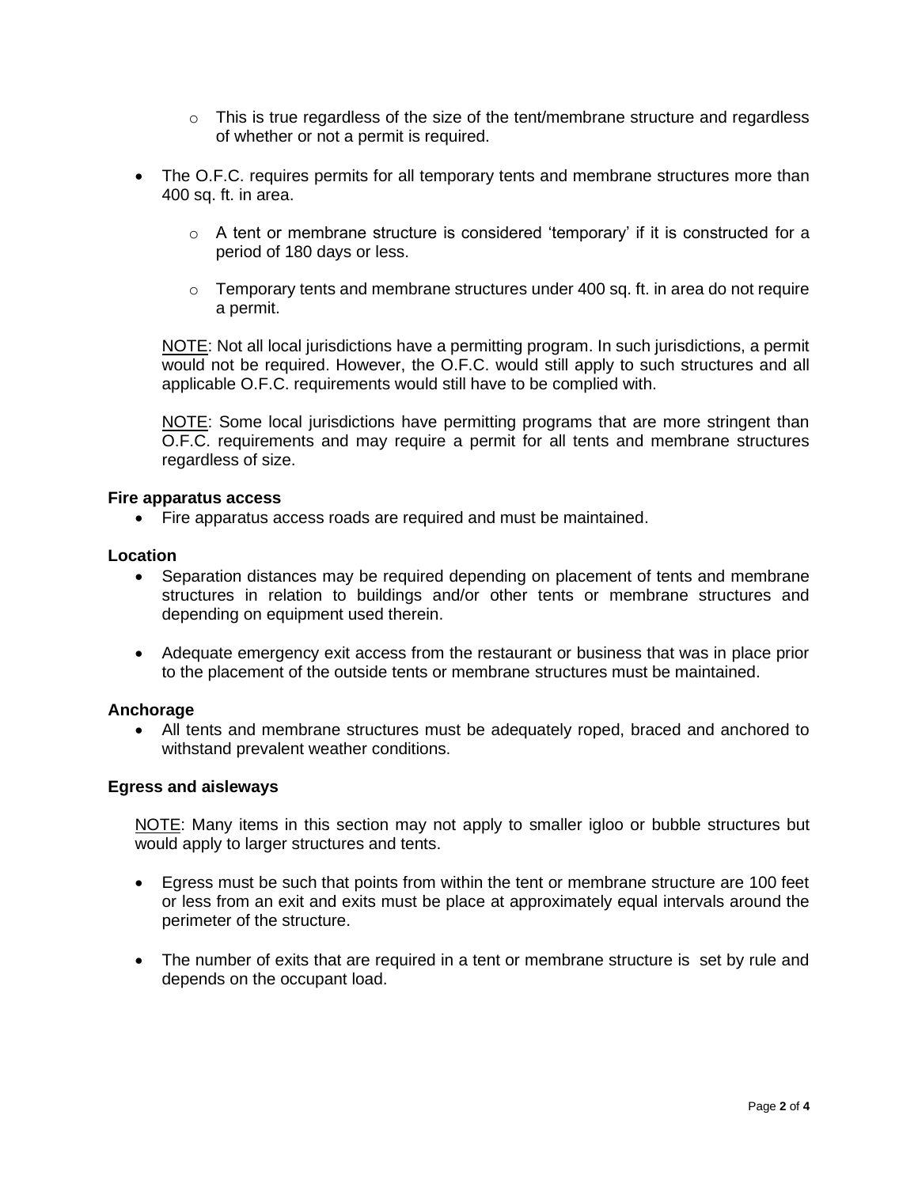- This is true regardless of the size of the tent/membrane structure and regardless of whether or not a permit is required.

- The O.F.C. requires permits for all temporary tents and membrane structures more than 400 sq. ft. in area.

  - A tent or membrane structure is considered 'temporary' if it is constructed for a period of 180 days or less.

  - Temporary tents and membrane structures under 400 sq. ft. in area do not require a permit.

  NOTE: Not all local jurisdictions have a permitting program. In such jurisdictions, a permit would not be required. However, the O.F.C. would still apply to such structures and all applicable O.F.C. requirements would still have to be complied with.

  NOTE: Some local jurisdictions have permitting programs that are more stringent than O.F.C. requirements and may require a permit for all tents and membrane structures regardless of size.

**Fire apparatus access**

- Fire apparatus access roads are required and must be maintained.

**Location**

- Separation distances may be required depending on placement of tents and membrane structures in relation to buildings and/or other tents or membrane structures and depending on equipment used therein.

- Adequate emergency exit access from the restaurant or business that was in place prior to the placement of the outside tents or membrane structures must be maintained.

**Anchorage**

- All tents and membrane structures must be adequately roped, braced and anchored to withstand prevalent weather conditions.

**Egress and aisleways**

NOTE: Many items in this section may not apply to smaller igloo or bubble structures but would apply to larger structures and tents.

- Egress must be such that points from within the tent or membrane structure are 100 feet or less from an exit and exits must be place at approximately equal intervals around the perimeter of the structure.

- The number of exits that are required in a tent or membrane structure is set by rule and depends on the occupant load.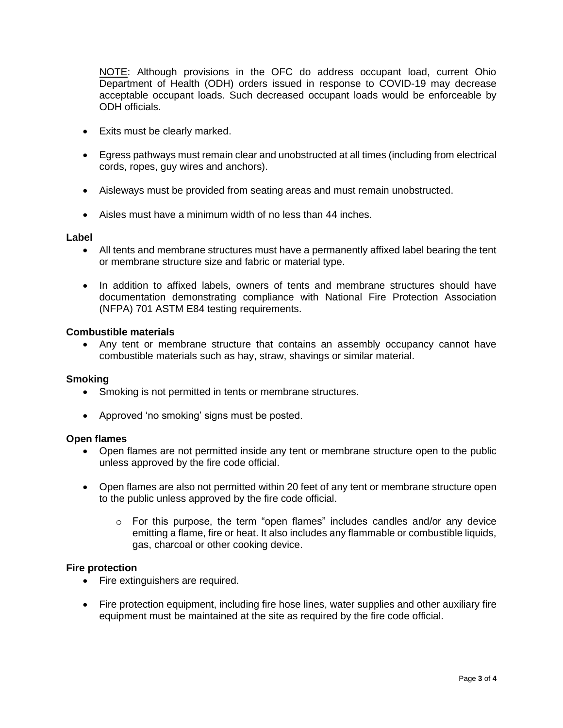NOTE: Although provisions in the OFC do address occupant load, current Ohio Department of Health (ODH) orders issued in response to COVID-19 may decrease acceptable occupant loads. Such decreased occupant loads would be enforceable by ODH officials.

- Exits must be clearly marked.
- Egress pathways must remain clear and unobstructed at all times (including from electrical cords, ropes, guy wires and anchors).
- Aisleways must be provided from seating areas and must remain unobstructed.
- Aisles must have a minimum width of no less than 44 inches.

**Label**

- All tents and membrane structures must have a permanently affixed label bearing the tent or membrane structure size and fabric or material type.
- In addition to affixed labels, owners of tents and membrane structures should have documentation demonstrating compliance with National Fire Protection Association (NFPA) 701 ASTM E84 testing requirements.

**Combustible materials**

- Any tent or membrane structure that contains an assembly occupancy cannot have combustible materials such as hay, straw, shavings or similar material.

**Smoking**

- Smoking is not permitted in tents or membrane structures.
- Approved 'no smoking' signs must be posted.

**Open flames**

- Open flames are not permitted inside any tent or membrane structure open to the public unless approved by the fire code official.
- Open flames are also not permitted within 20 feet of any tent or membrane structure open to the public unless approved by the fire code official.
    - For this purpose, the term "open flames" includes candles and/or any device emitting a flame, fire or heat. It also includes any flammable or combustible liquids, gas, charcoal or other cooking device.

**Fire protection**

- Fire extinguishers are required.
- Fire protection equipment, including fire hose lines, water supplies and other auxiliary fire equipment must be maintained at the site as required by the fire code official.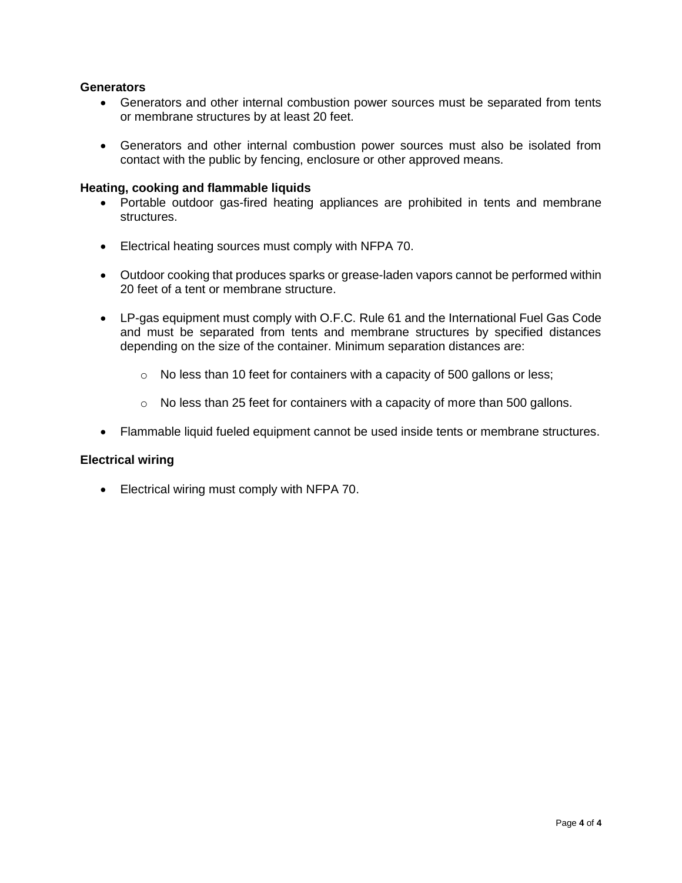**Generators**

- Generators and other internal combustion power sources must be separated from tents or membrane structures by at least 20 feet.

- Generators and other internal combustion power sources must also be isolated from contact with the public by fencing, enclosure or other approved means.

**Heating, cooking and flammable liquids**

- Portable outdoor gas-fired heating appliances are prohibited in tents and membrane structures.

- Electrical heating sources must comply with NFPA 70.

- Outdoor cooking that produces sparks or grease-laden vapors cannot be performed within 20 feet of a tent or membrane structure.

- LP-gas equipment must comply with O.F.C. Rule 61 and the International Fuel Gas Code and must be separated from tents and membrane structures by specified distances depending on the size of the container. Minimum separation distances are:

  - No less than 10 feet for containers with a capacity of 500 gallons or less;

  - No less than 25 feet for containers with a capacity of more than 500 gallons.

- Flammable liquid fueled equipment cannot be used inside tents or membrane structures.

**Electrical wiring**

- Electrical wiring must comply with NFPA 70.